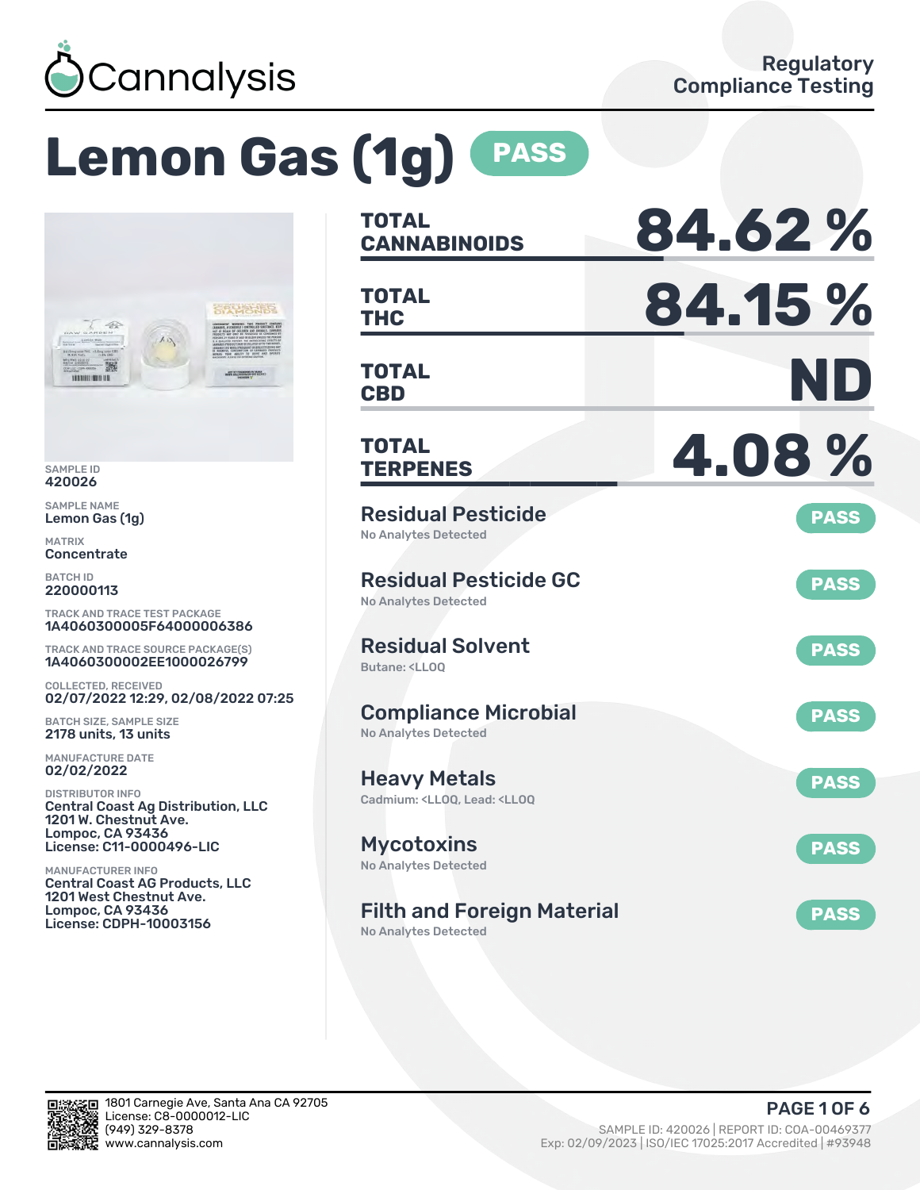Cannalysis

Regulatory Compliance Testing

# Lemon Gas (1g) PASS

SAMPLE ID
420026

SAMPLE NAME
Lemon Gas (1g)

MATRIX
Concentrate

BATCH ID
220000113

TRACK AND TRACE TEST PACKAGE
1A4060300005F64000006386

TRACK AND TRACE SOURCE PACKAGE(S)
1A4060300002EE1000026799

COLLECTED, RECEIVED
02/07/2022 12:29, 02/08/2022 07:25

BATCH SIZE, SAMPLE SIZE
2178 units, 13 units

MANUFACTURE DATE
02/02/2022

DISTRIBUTOR INFO
Central Coast Ag Distribution, LLC
1201 W. Chestnut Ave.
Lompoc, CA 93436
License: C11-0000496-LIC

MANUFACTURER INFO
Central Coast AG Products, LLC
1201 West Chestnut Ave.
Lompoc, CA 93436
License: CDPH-10003156

| | |
|---|---|
| **TOTAL CANNABINOIDS** | **84.62 %** |
| **TOTAL THC** | **84.15 %** |
| **TOTAL CBD** | **ND** |
| **TOTAL TERPENES** | **4.08 %** |

| Test | Result |
|---|---|
| **Residual Pesticide** — No Analytes Detected | PASS |
| **Residual Pesticide GC** — No Analytes Detected | PASS |
| **Residual Solvent** — Butane: <LLOQ | PASS |
| **Compliance Microbial** — No Analytes Detected | PASS |
| **Heavy Metals** — Cadmium: <LLOQ, Lead: <LLOQ | PASS |
| **Mycotoxins** — No Analytes Detected | PASS |
| **Filth and Foreign Material** — No Analytes Detected | PASS |

1801 Carnegie Ave, Santa Ana CA 92705
License: C8-0000012-LIC
(949) 329-8378
www.cannalysis.com

SAMPLE ID: 420026 | REPORT ID: COA-00469377
Exp: 02/09/2023 | ISO/IEC 17025:2017 Accredited | #93948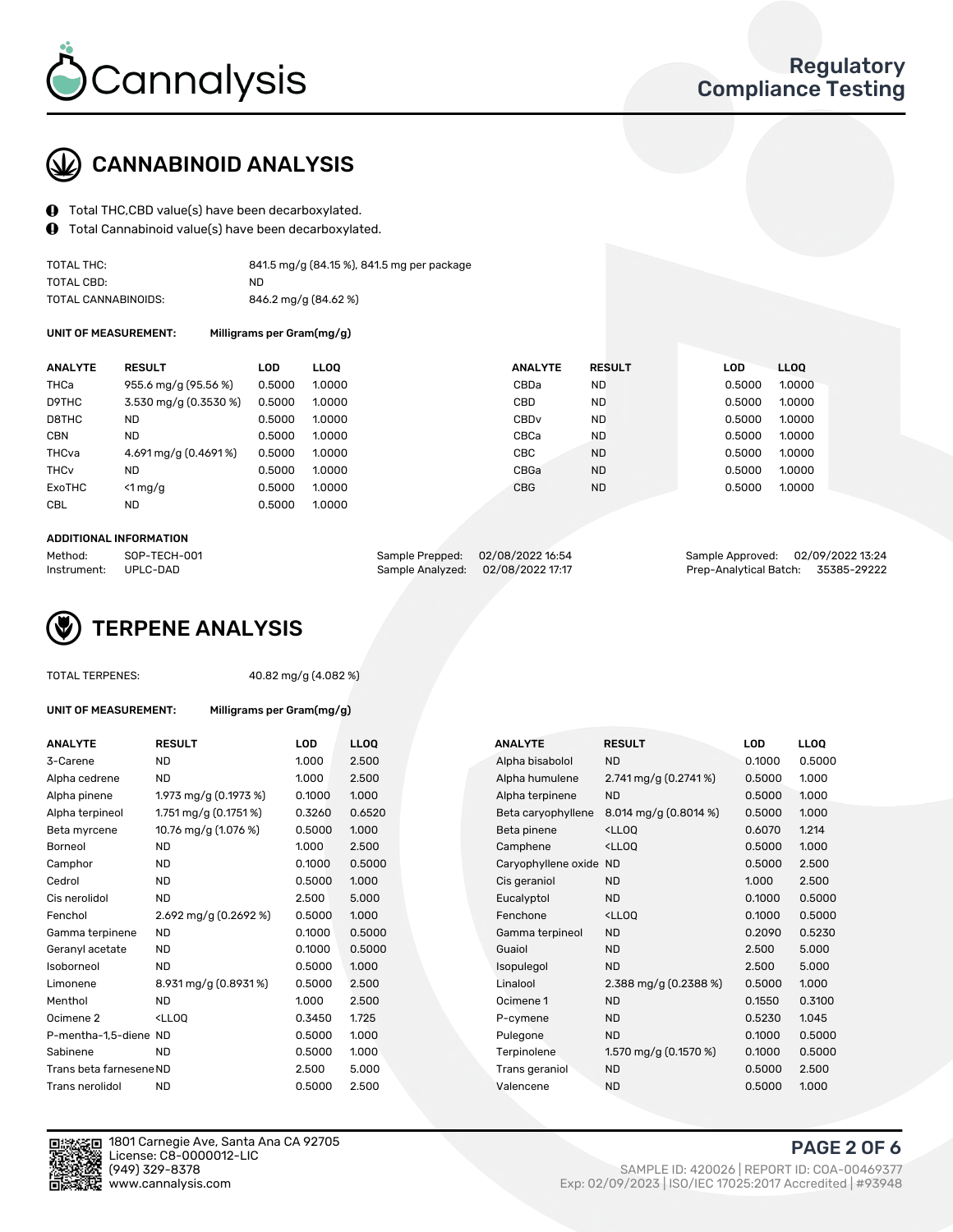# CANNABINOID ANALYSIS

- Total THC,CBD value(s) have been decarboxylated.
- Total Cannabinoid value(s) have been decarboxylated.

| | |
|---|---|
| TOTAL THC: | 841.5 mg/g (84.15 %), 841.5 mg per package |
| TOTAL CBD: | ND |
| TOTAL CANNABINOIDS: | 846.2 mg/g (84.62 %) |

**UNIT OF MEASUREMENT:** **Milligrams per Gram(mg/g)**

| ANALYTE | RESULT | LOD | LLOQ | ANALYTE | RESULT | LOD | LLOQ |
|---|---|---|---|---|---|---|---|
| THCa | 955.6 mg/g (95.56 %) | 0.5000 | 1.0000 | CBDa | ND | 0.5000 | 1.0000 |
| D9THC | 3.530 mg/g (0.3530 %) | 0.5000 | 1.0000 | CBD | ND | 0.5000 | 1.0000 |
| D8THC | ND | 0.5000 | 1.0000 | CBDv | ND | 0.5000 | 1.0000 |
| CBN | ND | 0.5000 | 1.0000 | CBCa | ND | 0.5000 | 1.0000 |
| THCva | 4.691 mg/g (0.4691 %) | 0.5000 | 1.0000 | CBC | ND | 0.5000 | 1.0000 |
| THCv | ND | 0.5000 | 1.0000 | CBGa | ND | 0.5000 | 1.0000 |
| ExoTHC | <1 mg/g | 0.5000 | 1.0000 | CBG | ND | 0.5000 | 1.0000 |
| CBL | ND | 0.5000 | 1.0000 | | | | |

**ADDITIONAL INFORMATION**

| | | | | | |
|---|---|---|---|---|---|
| Method: | SOP-TECH-001 | Sample Prepped: | 02/08/2022 16:54 | Sample Approved: | 02/09/2022 13:24 |
| Instrument: | UPLC-DAD | Sample Analyzed: | 02/08/2022 17:17 | Prep-Analytical Batch: | 35385-29222 |

# TERPENE ANALYSIS

TOTAL TERPENES: 40.82 mg/g (4.082 %)

**UNIT OF MEASUREMENT:** **Milligrams per Gram(mg/g)**

| ANALYTE | RESULT | LOD | LLOQ | ANALYTE | RESULT | LOD | LLOQ |
|---|---|---|---|---|---|---|---|
| 3-Carene | ND | 1.000 | 2.500 | Alpha bisabolol | ND | 0.1000 | 0.5000 |
| Alpha cedrene | ND | 1.000 | 2.500 | Alpha humulene | 2.741 mg/g (0.2741 %) | 0.5000 | 1.000 |
| Alpha pinene | 1.973 mg/g (0.1973 %) | 0.1000 | 1.000 | Alpha terpinene | ND | 0.5000 | 1.000 |
| Alpha terpineol | 1.751 mg/g (0.1751 %) | 0.3260 | 0.6520 | Beta caryophyllene | 8.014 mg/g (0.8014 %) | 0.5000 | 1.000 |
| Beta myrcene | 10.76 mg/g (1.076 %) | 0.5000 | 1.000 | Beta pinene | <LLOQ | 0.6070 | 1.214 |
| Borneol | ND | 1.000 | 2.500 | Camphene | <LLOQ | 0.5000 | 1.000 |
| Camphor | ND | 0.1000 | 0.5000 | Caryophyllene oxide | ND | 0.5000 | 2.500 |
| Cedrol | ND | 0.5000 | 1.000 | Cis geraniol | ND | 1.000 | 2.500 |
| Cis nerolidol | ND | 2.500 | 5.000 | Eucalyptol | ND | 0.1000 | 0.5000 |
| Fenchol | 2.692 mg/g (0.2692 %) | 0.5000 | 1.000 | Fenchone | <LLOQ | 0.1000 | 0.5000 |
| Gamma terpinene | ND | 0.1000 | 0.5000 | Gamma terpineol | ND | 0.2090 | 0.5230 |
| Geranyl acetate | ND | 0.1000 | 0.5000 | Guaiol | ND | 2.500 | 5.000 |
| Isoborneol | ND | 0.5000 | 1.000 | Isopulegol | ND | 2.500 | 5.000 |
| Limonene | 8.931 mg/g (0.8931 %) | 0.5000 | 2.500 | Linalool | 2.388 mg/g (0.2388 %) | 0.5000 | 1.000 |
| Menthol | ND | 1.000 | 2.500 | Ocimene 1 | ND | 0.1550 | 0.3100 |
| Ocimene 2 | <LLOQ | 0.3450 | 1.725 | P-cymene | ND | 0.5230 | 1.045 |
| P-mentha-1,5-diene | ND | 0.5000 | 1.000 | Pulegone | ND | 0.1000 | 0.5000 |
| Sabinene | ND | 0.5000 | 1.000 | Terpinolene | 1.570 mg/g (0.1570 %) | 0.1000 | 0.5000 |
| Trans beta farnesene | ND | 2.500 | 5.000 | Trans geraniol | ND | 0.5000 | 2.500 |
| Trans nerolidol | ND | 0.5000 | 2.500 | Valencene | ND | 0.5000 | 1.000 |

1801 Carnegie Ave, Santa Ana CA 92705
License: C8-0000012-LIC
(949) 329-8378
www.cannalysis.com

SAMPLE ID: 420026 | REPORT ID: COA-00469377
Exp: 02/09/2023 | ISO/IEC 17025:2017 Accredited | #93948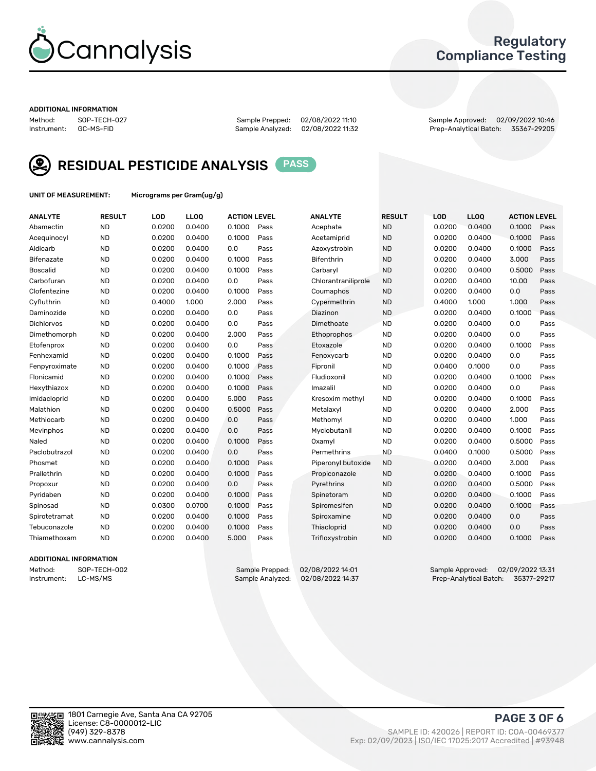Cannalysis

Regulatory Compliance Testing

ADDITIONAL INFORMATION

Method: SOP-TECH-027
Instrument: GC-MS-FID

Sample Prepped: 02/08/2022 11:10
Sample Analyzed: 02/08/2022 11:32

Sample Approved: 02/09/2022 10:46
Prep-Analytical Batch: 35367-29205

## RESIDUAL PESTICIDE ANALYSIS PASS

UNIT OF MEASUREMENT: Micrograms per Gram(ug/g)

| ANALYTE | RESULT | LOD | LLOQ | ACTION LEVEL | | ANALYTE | RESULT | LOD | LLOQ | ACTION LEVEL | |
|---|---|---|---|---|---|---|---|---|---|---|---|
| Abamectin | ND | 0.0200 | 0.0400 | 0.1000 | Pass | Acephate | ND | 0.0200 | 0.0400 | 0.1000 | Pass |
| Acequinocyl | ND | 0.0200 | 0.0400 | 0.1000 | Pass | Acetamiprid | ND | 0.0200 | 0.0400 | 0.1000 | Pass |
| Aldicarb | ND | 0.0200 | 0.0400 | 0.0 | Pass | Azoxystrobin | ND | 0.0200 | 0.0400 | 0.1000 | Pass |
| Bifenazate | ND | 0.0200 | 0.0400 | 0.1000 | Pass | Bifenthrin | ND | 0.0200 | 0.0400 | 3.000 | Pass |
| Boscalid | ND | 0.0200 | 0.0400 | 0.1000 | Pass | Carbaryl | ND | 0.0200 | 0.0400 | 0.5000 | Pass |
| Carbofuran | ND | 0.0200 | 0.0400 | 0.0 | Pass | Chlorantraniliprole | ND | 0.0200 | 0.0400 | 10.00 | Pass |
| Clofentezine | ND | 0.0200 | 0.0400 | 0.1000 | Pass | Coumaphos | ND | 0.0200 | 0.0400 | 0.0 | Pass |
| Cyfluthrin | ND | 0.4000 | 1.000 | 2.000 | Pass | Cypermethrin | ND | 0.4000 | 1.000 | 1.000 | Pass |
| Daminozide | ND | 0.0200 | 0.0400 | 0.0 | Pass | Diazinon | ND | 0.0200 | 0.0400 | 0.1000 | Pass |
| Dichlorvos | ND | 0.0200 | 0.0400 | 0.0 | Pass | Dimethoate | ND | 0.0200 | 0.0400 | 0.0 | Pass |
| Dimethomorph | ND | 0.0200 | 0.0400 | 2.000 | Pass | Ethoprophos | ND | 0.0200 | 0.0400 | 0.0 | Pass |
| Etofenprox | ND | 0.0200 | 0.0400 | 0.0 | Pass | Etoxazole | ND | 0.0200 | 0.0400 | 0.1000 | Pass |
| Fenhexamid | ND | 0.0200 | 0.0400 | 0.1000 | Pass | Fenoxycarb | ND | 0.0200 | 0.0400 | 0.0 | Pass |
| Fenpyroximate | ND | 0.0200 | 0.0400 | 0.1000 | Pass | Fipronil | ND | 0.0400 | 0.1000 | 0.0 | Pass |
| Flonicamid | ND | 0.0200 | 0.0400 | 0.1000 | Pass | Fludioxonil | ND | 0.0200 | 0.0400 | 0.1000 | Pass |
| Hexythiazox | ND | 0.0200 | 0.0400 | 0.1000 | Pass | Imazalil | ND | 0.0200 | 0.0400 | 0.0 | Pass |
| Imidacloprid | ND | 0.0200 | 0.0400 | 5.000 | Pass | Kresoxim methyl | ND | 0.0200 | 0.0400 | 0.1000 | Pass |
| Malathion | ND | 0.0200 | 0.0400 | 0.5000 | Pass | Metalaxyl | ND | 0.0200 | 0.0400 | 2.000 | Pass |
| Methiocarb | ND | 0.0200 | 0.0400 | 0.0 | Pass | Methomyl | ND | 0.0200 | 0.0400 | 1.000 | Pass |
| Mevinphos | ND | 0.0200 | 0.0400 | 0.0 | Pass | Myclobutanil | ND | 0.0200 | 0.0400 | 0.1000 | Pass |
| Naled | ND | 0.0200 | 0.0400 | 0.1000 | Pass | Oxamyl | ND | 0.0200 | 0.0400 | 0.5000 | Pass |
| Paclobutrazol | ND | 0.0200 | 0.0400 | 0.0 | Pass | Permethrins | ND | 0.0400 | 0.1000 | 0.5000 | Pass |
| Phosmet | ND | 0.0200 | 0.0400 | 0.1000 | Pass | Piperonyl butoxide | ND | 0.0200 | 0.0400 | 3.000 | Pass |
| Prallethrin | ND | 0.0200 | 0.0400 | 0.1000 | Pass | Propiconazole | ND | 0.0200 | 0.0400 | 0.1000 | Pass |
| Propoxur | ND | 0.0200 | 0.0400 | 0.0 | Pass | Pyrethrins | ND | 0.0200 | 0.0400 | 0.5000 | Pass |
| Pyridaben | ND | 0.0200 | 0.0400 | 0.1000 | Pass | Spinetoram | ND | 0.0200 | 0.0400 | 0.1000 | Pass |
| Spinosad | ND | 0.0300 | 0.0700 | 0.1000 | Pass | Spiromesifen | ND | 0.0200 | 0.0400 | 0.1000 | Pass |
| Spirotetramat | ND | 0.0200 | 0.0400 | 0.1000 | Pass | Spiroxamine | ND | 0.0200 | 0.0400 | 0.0 | Pass |
| Tebuconazole | ND | 0.0200 | 0.0400 | 0.1000 | Pass | Thiacloprid | ND | 0.0200 | 0.0400 | 0.0 | Pass |
| Thiamethoxam | ND | 0.0200 | 0.0400 | 5.000 | Pass | Trifloxystrobin | ND | 0.0200 | 0.0400 | 0.1000 | Pass |

ADDITIONAL INFORMATION

Method: SOP-TECH-002
Instrument: LC-MS/MS

Sample Prepped: 02/08/2022 14:01
Sample Analyzed: 02/08/2022 14:37

Sample Approved: 02/09/2022 13:31
Prep-Analytical Batch: 35377-29217

1801 Carnegie Ave, Santa Ana CA 92705
License: C8-0000012-LIC
(949) 329-8378
www.cannalysis.com

SAMPLE ID: 420026 | REPORT ID: COA-00469377
Exp: 02/09/2023 | ISO/IEC 17025:2017 Accredited | #93948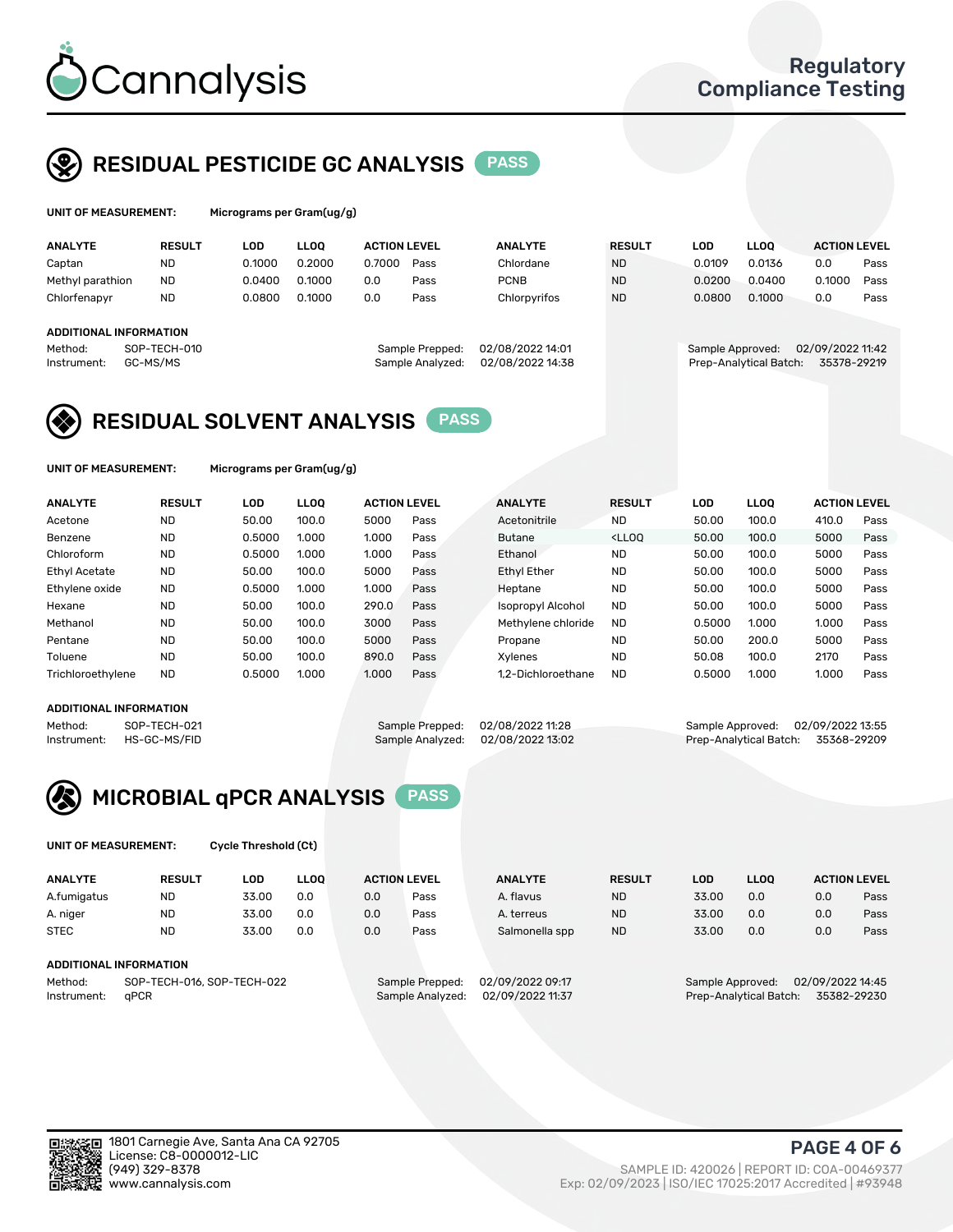# Cannalysis

**Regulatory Compliance Testing**

## RESIDUAL PESTICIDE GC ANALYSIS PASS

**UNIT OF MEASUREMENT:** Micrograms per Gram(ug/g)

| ANALYTE | RESULT | LOD | LLOQ | ACTION LEVEL | | ANALYTE | RESULT | LOD | LLOQ | ACTION LEVEL | |
|---|---|---|---|---|---|---|---|---|---|---|---|
| Captan | ND | 0.1000 | 0.2000 | 0.7000 | Pass | Chlordane | ND | 0.0109 | 0.0136 | 0.0 | Pass |
| Methyl parathion | ND | 0.0400 | 0.1000 | 0.0 | Pass | PCNB | ND | 0.0200 | 0.0400 | 0.1000 | Pass |
| Chlorfenapyr | ND | 0.0800 | 0.1000 | 0.0 | Pass | Chlorpyrifos | ND | 0.0800 | 0.1000 | 0.0 | Pass |

**ADDITIONAL INFORMATION**

Method: SOP-TECH-010
Instrument: GC-MS/MS
Sample Prepped: 02/08/2022 14:01
Sample Analyzed: 02/08/2022 14:38
Sample Approved: 02/09/2022 11:42
Prep-Analytical Batch: 35378-29219

## RESIDUAL SOLVENT ANALYSIS PASS

**UNIT OF MEASUREMENT:** Micrograms per Gram(ug/g)

| ANALYTE | RESULT | LOD | LLOQ | ACTION LEVEL | | ANALYTE | RESULT | LOD | LLOQ | ACTION LEVEL | |
|---|---|---|---|---|---|---|---|---|---|---|---|
| Acetone | ND | 50.00 | 100.0 | 5000 | Pass | Acetonitrile | ND | 50.00 | 100.0 | 410.0 | Pass |
| Benzene | ND | 0.5000 | 1.000 | 1.000 | Pass | Butane | <LLOQ | 50.00 | 100.0 | 5000 | Pass |
| Chloroform | ND | 0.5000 | 1.000 | 1.000 | Pass | Ethanol | ND | 50.00 | 100.0 | 5000 | Pass |
| Ethyl Acetate | ND | 50.00 | 100.0 | 5000 | Pass | Ethyl Ether | ND | 50.00 | 100.0 | 5000 | Pass |
| Ethylene oxide | ND | 0.5000 | 1.000 | 1.000 | Pass | Heptane | ND | 50.00 | 100.0 | 5000 | Pass |
| Hexane | ND | 50.00 | 100.0 | 290.0 | Pass | Isopropyl Alcohol | ND | 50.00 | 100.0 | 5000 | Pass |
| Methanol | ND | 50.00 | 100.0 | 3000 | Pass | Methylene chloride | ND | 0.5000 | 1.000 | 1.000 | Pass |
| Pentane | ND | 50.00 | 100.0 | 5000 | Pass | Propane | ND | 50.00 | 200.0 | 5000 | Pass |
| Toluene | ND | 50.00 | 100.0 | 890.0 | Pass | Xylenes | ND | 50.08 | 100.0 | 2170 | Pass |
| Trichloroethylene | ND | 0.5000 | 1.000 | 1.000 | Pass | 1,2-Dichloroethane | ND | 0.5000 | 1.000 | 1.000 | Pass |

**ADDITIONAL INFORMATION**

Method: SOP-TECH-021
Instrument: HS-GC-MS/FID
Sample Prepped: 02/08/2022 11:28
Sample Analyzed: 02/08/2022 13:02
Sample Approved: 02/09/2022 13:55
Prep-Analytical Batch: 35368-29209

## MICROBIAL qPCR ANALYSIS PASS

**UNIT OF MEASUREMENT:** Cycle Threshold (Ct)

| ANALYTE | RESULT | LOD | LLOQ | ACTION LEVEL | | ANALYTE | RESULT | LOD | LLOQ | ACTION LEVEL | |
|---|---|---|---|---|---|---|---|---|---|---|---|
| A.fumigatus | ND | 33.00 | 0.0 | 0.0 | Pass | A. flavus | ND | 33.00 | 0.0 | 0.0 | Pass |
| A. niger | ND | 33.00 | 0.0 | 0.0 | Pass | A. terreus | ND | 33.00 | 0.0 | 0.0 | Pass |
| STEC | ND | 33.00 | 0.0 | 0.0 | Pass | Salmonella spp | ND | 33.00 | 0.0 | 0.0 | Pass |

**ADDITIONAL INFORMATION**

Method: SOP-TECH-016, SOP-TECH-022
Instrument: qPCR
Sample Prepped: 02/09/2022 09:17
Sample Analyzed: 02/09/2022 11:37
Sample Approved: 02/09/2022 14:45
Prep-Analytical Batch: 35382-29230

1801 Carnegie Ave, Santa Ana CA 92705
License: C8-0000012-LIC
(949) 329-8378
www.cannalysis.com

SAMPLE ID: 420026 | REPORT ID: COA-00469377
Exp: 02/09/2023 | ISO/IEC 17025:2017 Accredited | #93948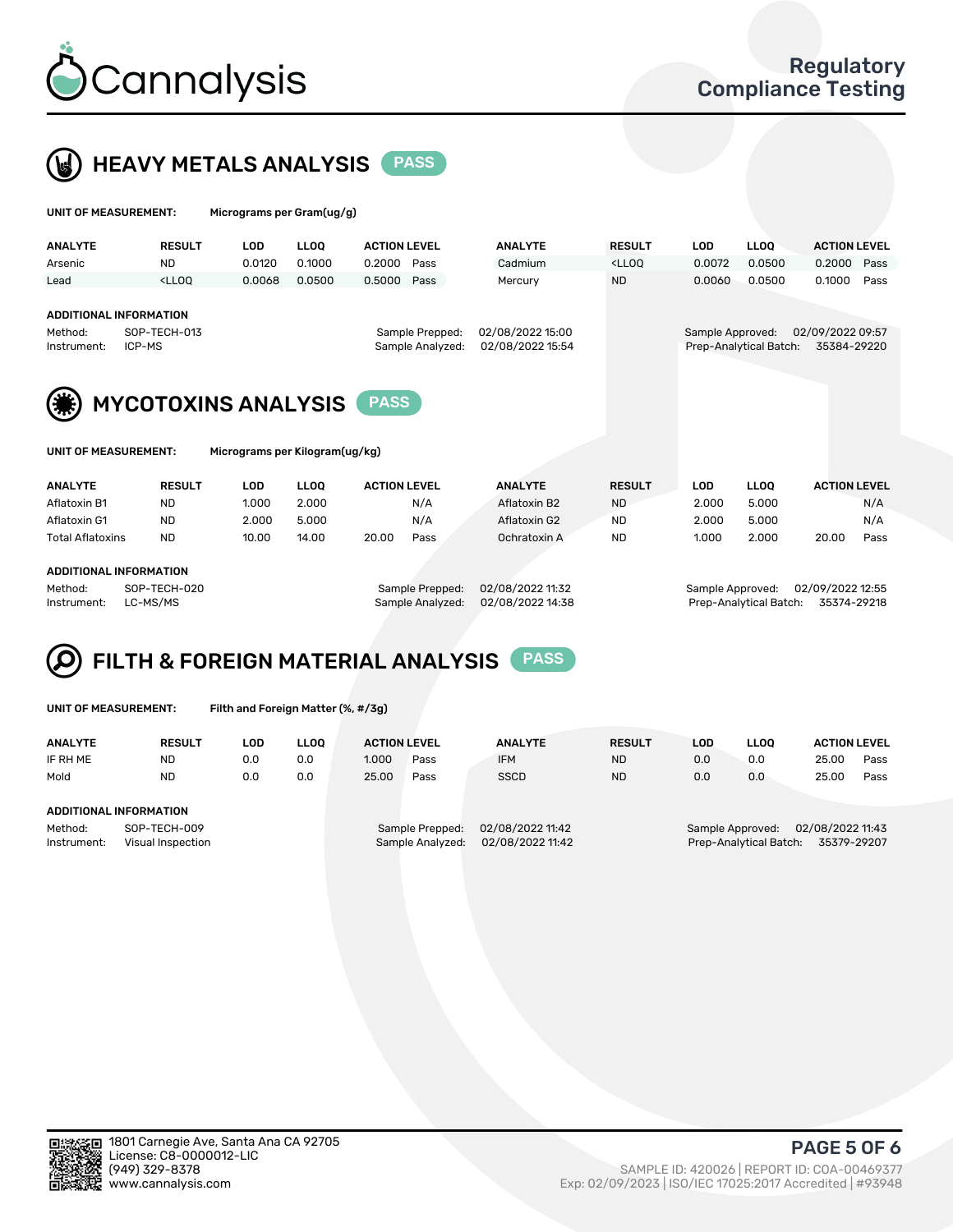# Cannalysis

**Regulatory Compliance Testing**

## HEAVY METALS ANALYSIS — PASS

**UNIT OF MEASUREMENT:** Micrograms per Gram(ug/g)

| ANALYTE | RESULT | LOD | LLOQ | ACTION LEVEL | | ANALYTE | RESULT | LOD | LLOQ | ACTION LEVEL | |
|---|---|---|---|---|---|---|---|---|---|---|---|
| Arsenic | ND | 0.0120 | 0.1000 | 0.2000 | Pass | Cadmium | <LLOQ | 0.0072 | 0.0500 | 0.2000 | Pass |
| Lead | <LLOQ | 0.0068 | 0.0500 | 0.5000 | Pass | Mercury | ND | 0.0060 | 0.0500 | 0.1000 | Pass |

**ADDITIONAL INFORMATION**

Method: SOP-TECH-013
Instrument: ICP-MS
Sample Prepped: 02/08/2022 15:00
Sample Analyzed: 02/08/2022 15:54
Sample Approved: 02/09/2022 09:57
Prep-Analytical Batch: 35384-29220

## MYCOTOXINS ANALYSIS — PASS

**UNIT OF MEASUREMENT:** Micrograms per Kilogram(ug/kg)

| ANALYTE | RESULT | LOD | LLOQ | ACTION LEVEL | | ANALYTE | RESULT | LOD | LLOQ | ACTION LEVEL | |
|---|---|---|---|---|---|---|---|---|---|---|---|
| Aflatoxin B1 | ND | 1.000 | 2.000 | | N/A | Aflatoxin B2 | ND | 2.000 | 5.000 | | N/A |
| Aflatoxin G1 | ND | 2.000 | 5.000 | | N/A | Aflatoxin G2 | ND | 2.000 | 5.000 | | N/A |
| Total Aflatoxins | ND | 10.00 | 14.00 | 20.00 | Pass | Ochratoxin A | ND | 1.000 | 2.000 | 20.00 | Pass |

**ADDITIONAL INFORMATION**

Method: SOP-TECH-020
Instrument: LC-MS/MS
Sample Prepped: 02/08/2022 11:32
Sample Analyzed: 02/08/2022 14:38
Sample Approved: 02/09/2022 12:55
Prep-Analytical Batch: 35374-29218

## FILTH & FOREIGN MATERIAL ANALYSIS — PASS

**UNIT OF MEASUREMENT:** Filth and Foreign Matter (%, #/3g)

| ANALYTE | RESULT | LOD | LLOQ | ACTION LEVEL | | ANALYTE | RESULT | LOD | LLOQ | ACTION LEVEL | |
|---|---|---|---|---|---|---|---|---|---|---|---|
| IF RH ME | ND | 0.0 | 0.0 | 1.000 | Pass | IFM | ND | 0.0 | 0.0 | 25.00 | Pass |
| Mold | ND | 0.0 | 0.0 | 25.00 | Pass | SSCD | ND | 0.0 | 0.0 | 25.00 | Pass |

**ADDITIONAL INFORMATION**

Method: SOP-TECH-009
Instrument: Visual Inspection
Sample Prepped: 02/08/2022 11:42
Sample Analyzed: 02/08/2022 11:42
Sample Approved: 02/08/2022 11:43
Prep-Analytical Batch: 35379-29207

1801 Carnegie Ave, Santa Ana CA 92705
License: C8-0000012-LIC
(949) 329-8378
www.cannalysis.com

SAMPLE ID: 420026 | REPORT ID: COA-00469377
Exp: 02/09/2023 | ISO/IEC 17025:2017 Accredited | #93948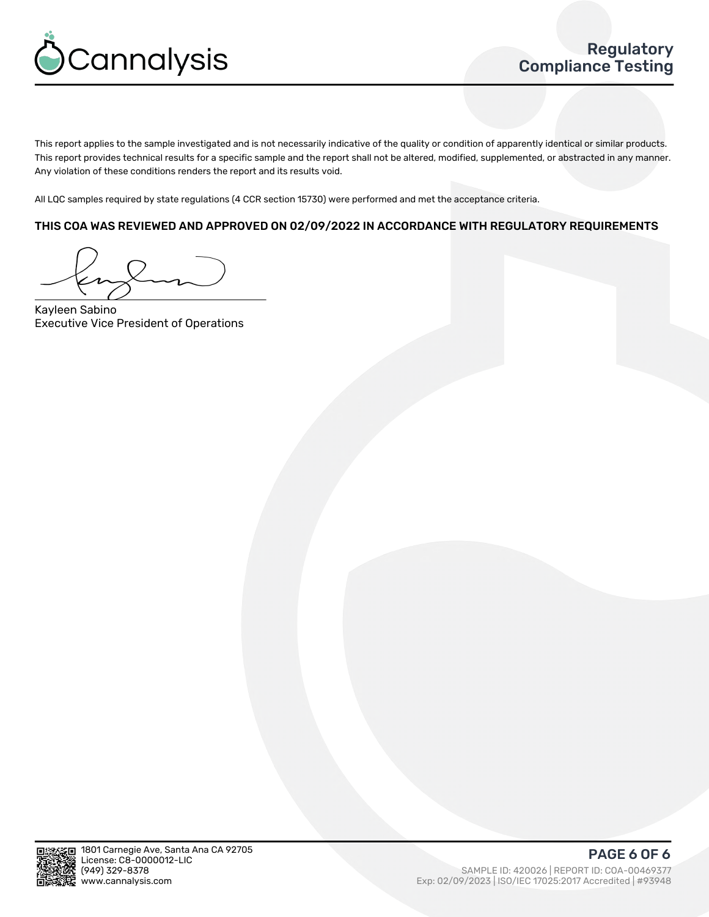This report applies to the sample investigated and is not necessarily indicative of the quality or condition of apparently identical or similar products. This report provides technical results for a specific sample and the report shall not be altered, modified, supplemented, or abstracted in any manner. Any violation of these conditions renders the report and its results void.

All LQC samples required by state regulations (4 CCR section 15730) were performed and met the acceptance criteria.

**THIS COA WAS REVIEWED AND APPROVED ON 02/09/2022 IN ACCORDANCE WITH REGULATORY REQUIREMENTS**

Kayleen Sabino
Executive Vice President of Operations